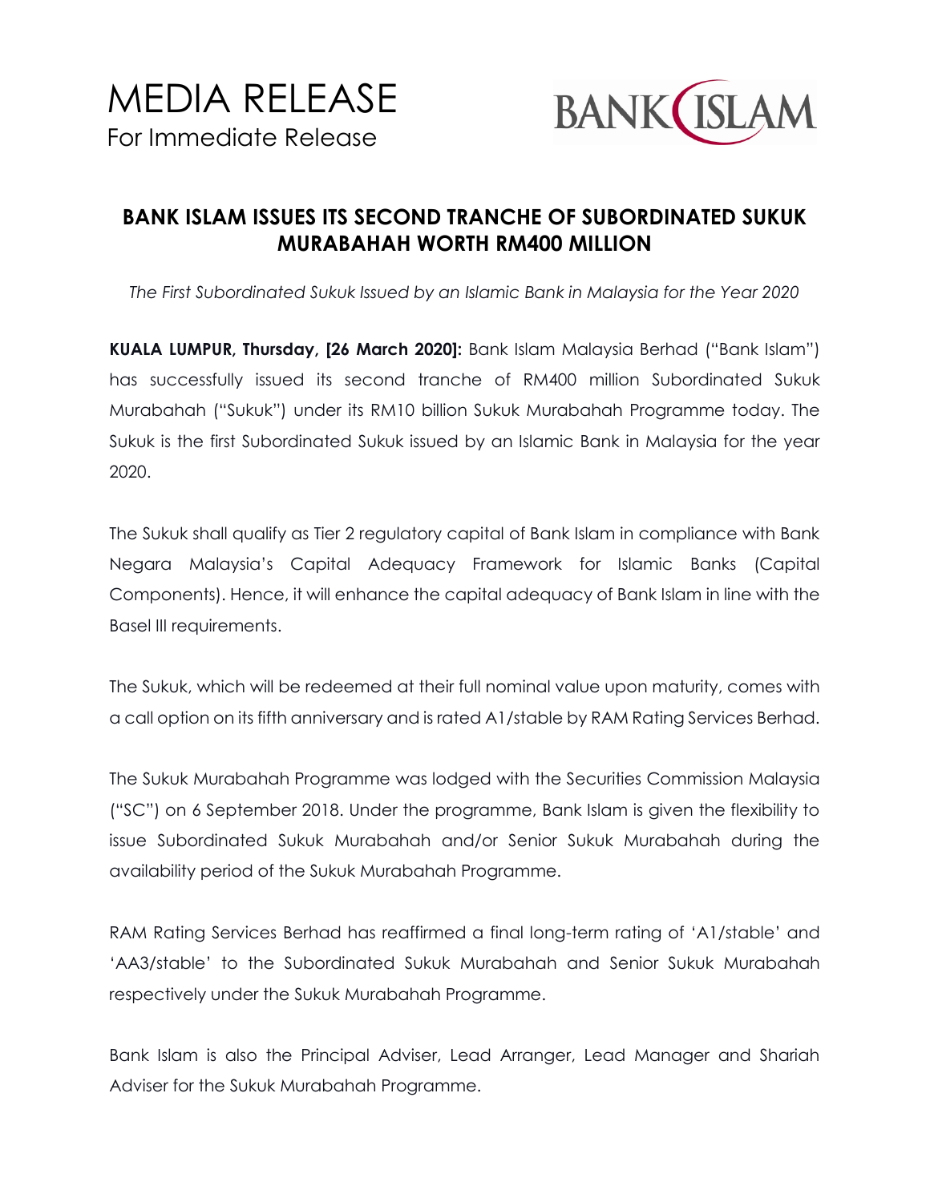# MEDIA RELEASE

For Immediate Release

BANK ISLAM

## BANK ISLAM ISSUES ITS SECOND TRANCHE OF SUBORDINATED SUKUK MURABAHAH WORTH RM400 MILLION

*The First Subordinated Sukuk Issued by an Islamic Bank in Malaysia for the Year 2020*

**KUALA LUMPUR, Thursday, [26 March 2020]:** Bank Islam Malaysia Berhad ("Bank Islam") has successfully issued its second tranche of RM400 million Subordinated Sukuk Murabahah ("Sukuk") under its RM10 billion Sukuk Murabahah Programme today. The Sukuk is the first Subordinated Sukuk issued by an Islamic Bank in Malaysia for the year 2020.

The Sukuk shall qualify as Tier 2 regulatory capital of Bank Islam in compliance with Bank Negara Malaysia's Capital Adequacy Framework for Islamic Banks (Capital Components). Hence, it will enhance the capital adequacy of Bank Islam in line with the Basel III requirements.

The Sukuk, which will be redeemed at their full nominal value upon maturity, comes with a call option on its fifth anniversary and is rated A1/stable by RAM Rating Services Berhad.

The Sukuk Murabahah Programme was lodged with the Securities Commission Malaysia ("SC") on 6 September 2018. Under the programme, Bank Islam is given the flexibility to issue Subordinated Sukuk Murabahah and/or Senior Sukuk Murabahah during the availability period of the Sukuk Murabahah Programme.

RAM Rating Services Berhad has reaffirmed a final long-term rating of 'A1/stable' and 'AA3/stable' to the Subordinated Sukuk Murabahah and Senior Sukuk Murabahah respectively under the Sukuk Murabahah Programme.

Bank Islam is also the Principal Adviser, Lead Arranger, Lead Manager and Shariah Adviser for the Sukuk Murabahah Programme.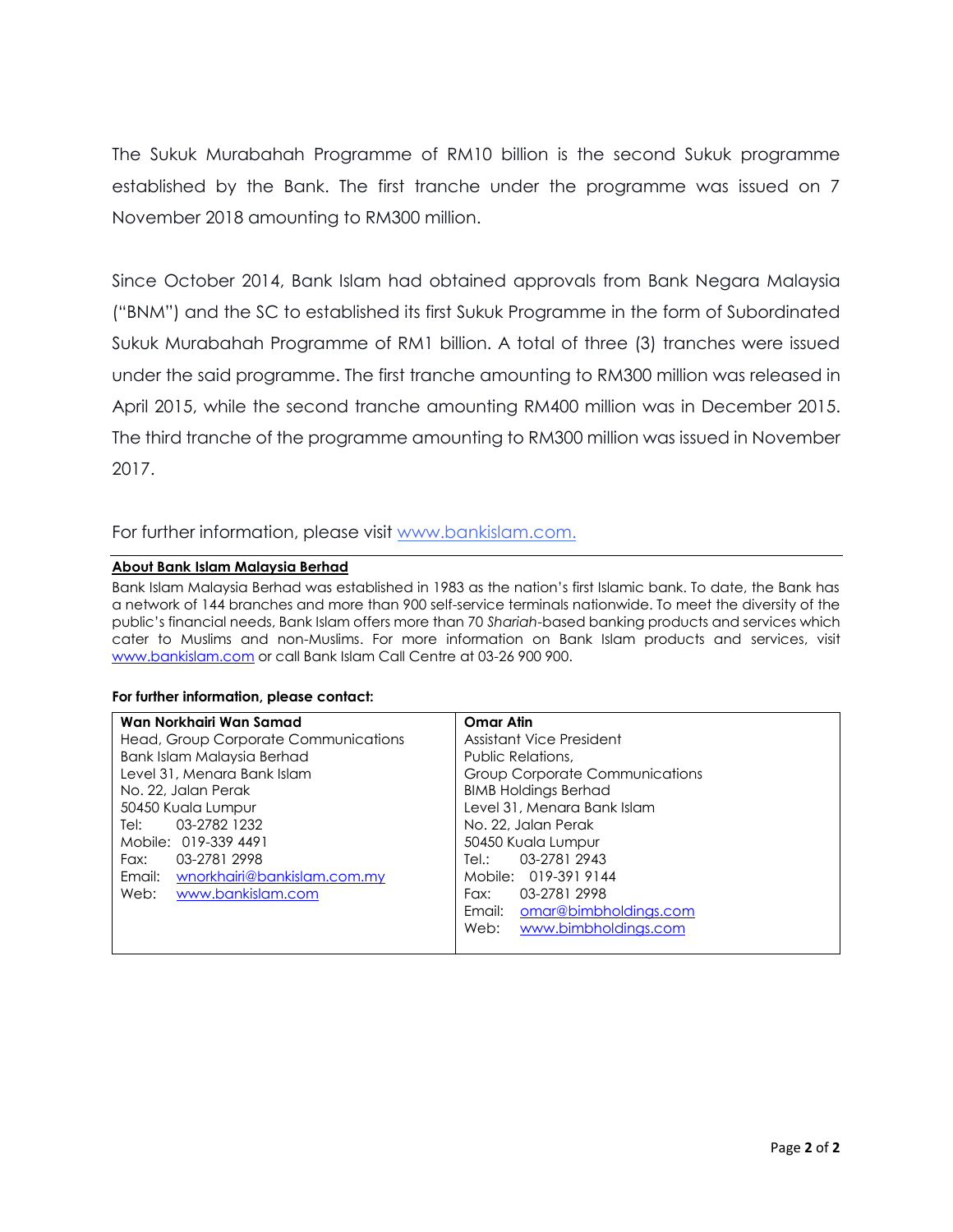The Sukuk Murabahah Programme of RM10 billion is the second Sukuk programme established by the Bank. The first tranche under the programme was issued on 7 November 2018 amounting to RM300 million.

Since October 2014, Bank Islam had obtained approvals from Bank Negara Malaysia ("BNM") and the SC to established its first Sukuk Programme in the form of Subordinated Sukuk Murabahah Programme of RM1 billion. A total of three (3) tranches were issued under the said programme. The first tranche amounting to RM300 million was released in April 2015, while the second tranche amounting RM400 million was in December 2015. The third tranche of the programme amounting to RM300 million was issued in November 2017.

For further information, please visit www.bankislam.com.

---

**About Bank Islam Malaysia Berhad**

Bank Islam Malaysia Berhad was established in 1983 as the nation's first Islamic bank. To date, the Bank has a network of 144 branches and more than 900 self-service terminals nationwide. To meet the diversity of the public's financial needs, Bank Islam offers more than 70 *Shariah*-based banking products and services which cater to Muslims and non-Muslims. For more information on Bank Islam products and services, visit www.bankislam.com or call Bank Islam Call Centre at 03-26 900 900.

**For further information, please contact:**

| | |
|---|---|
| **Wan Norkhairi Wan Samad**<br>Head, Group Corporate Communications<br>Bank Islam Malaysia Berhad<br>Level 31, Menara Bank Islam<br>No. 22, Jalan Perak<br>50450 Kuala Lumpur<br>Tel: 03-2782 1232<br>Mobile: 019-339 4491<br>Fax: 03-2781 2998<br>Email: wnorkhairi@bankislam.com.my<br>Web: www.bankislam.com | **Omar Atin**<br>Assistant Vice President<br>Public Relations,<br>Group Corporate Communications<br>BIMB Holdings Berhad<br>Level 31, Menara Bank Islam<br>No. 22, Jalan Perak<br>50450 Kuala Lumpur<br>Tel.: 03-2781 2943<br>Mobile: 019-391 9144<br>Fax: 03-2781 2998<br>Email: omar@bimbholdings.com<br>Web: www.bimbholdings.com |